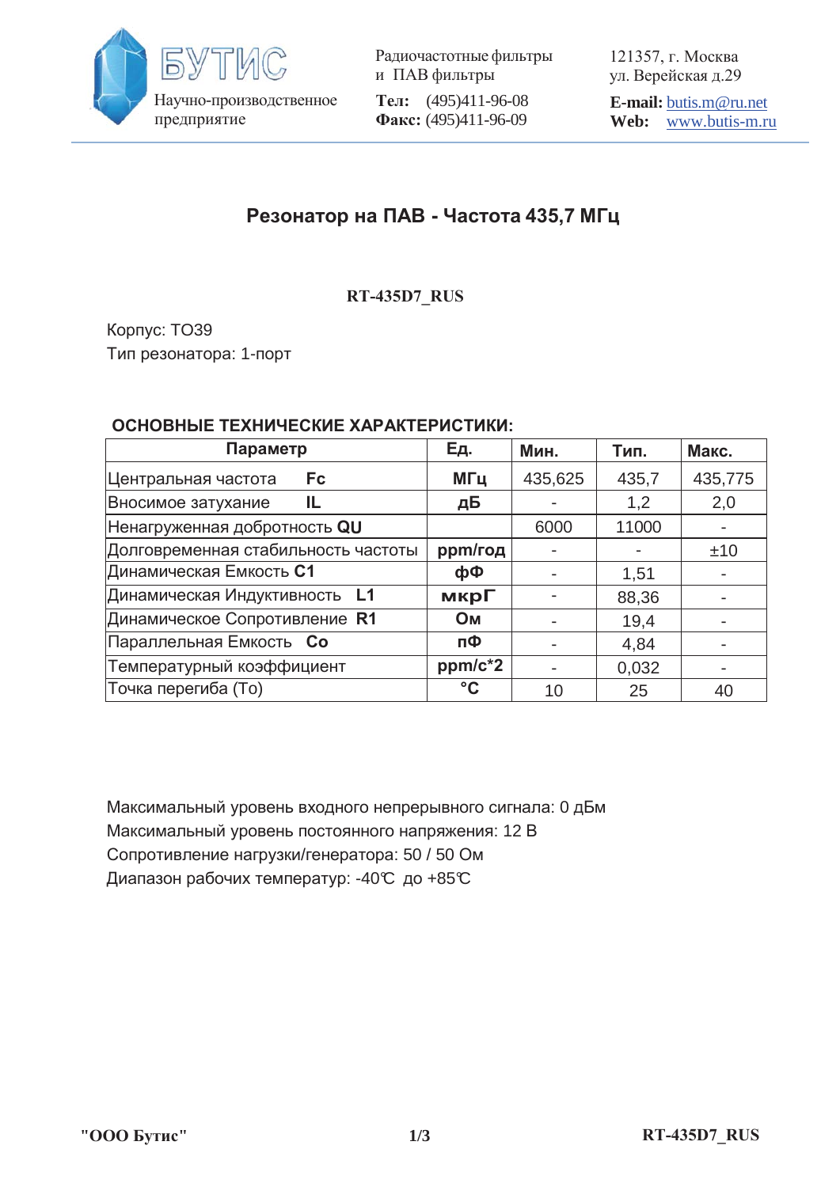БУТИС

Научно-производственное предприятие

Радиочастотные фильтры и ПАВ фильтры

**Тел:** (495)411-96-08
**Факс:** (495)411-96-09

121357, г. Москва
ул. Верейская д.29

**E-mail:** butis.m@ru.net
**Web:** www.butis-m.ru

# Резонатор на ПАВ - Частота 435,7 МГц

**RT-435D7_RUS**

Корпус: ТО39
Тип резонатора: 1-порт

## ОСНОВНЫЕ ТЕХНИЧЕСКИЕ ХАРАКТЕРИСТИКИ:

| Параметр | Ед. | Мин. | Тип. | Макс. |
|---|---|---|---|---|
| Центральная частота **Fc** | **МГц** | 435,625 | 435,7 | 435,775 |
| Вносимое затухание **IL** | **дБ** | - | 1,2 | 2,0 |
| Ненагруженная добротность **QU** | | 6000 | 11000 | - |
| Долговременная стабильность частоты | **ppm/год** | - | - | ±10 |
| Динамическая Емкость **C1** | **фФ** | - | 1,51 | - |
| Динамическая Индуктивность **L1** | **мкрГ** | - | 88,36 | - |
| Динамическое Сопротивление **R1** | **Ом** | - | 19,4 | - |
| Параллельная Емкость **Co** | **пФ** | - | 4,84 | - |
| Температурный коэффициент | **ppm/с*2** | - | 0,032 | - |
| Точка перегиба (To) | **°С** | 10 | 25 | 40 |

Максимальный уровень входного непрерывного сигнала: 0 дБм
Максимальный уровень постоянного напряжения: 12 В
Сопротивление нагрузки/генератора: 50 / 50 Ом
Диапазон рабочих температур: -40℃ до +85℃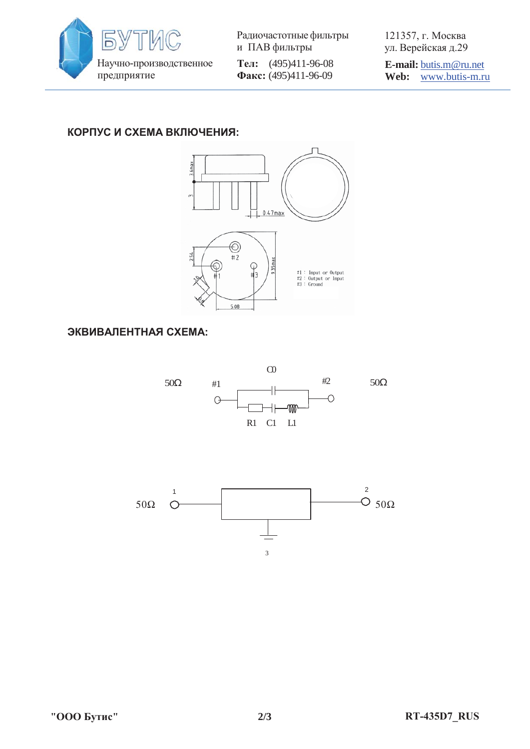## КОРПУС И СХЕМА ВКЛЮЧЕНИЯ:

3.6max

3

0.47max

2.54

#2

#1

#3

9.35max

1.0

5.08

#1 : Input or Output
#2 : Output or Input
#3 : Ground

## ЭКВИВАЛЕНТНАЯ СХЕМА:

50Ω #1 C0 #2 50Ω

R1 C1 L1

1 2

50Ω 50Ω

3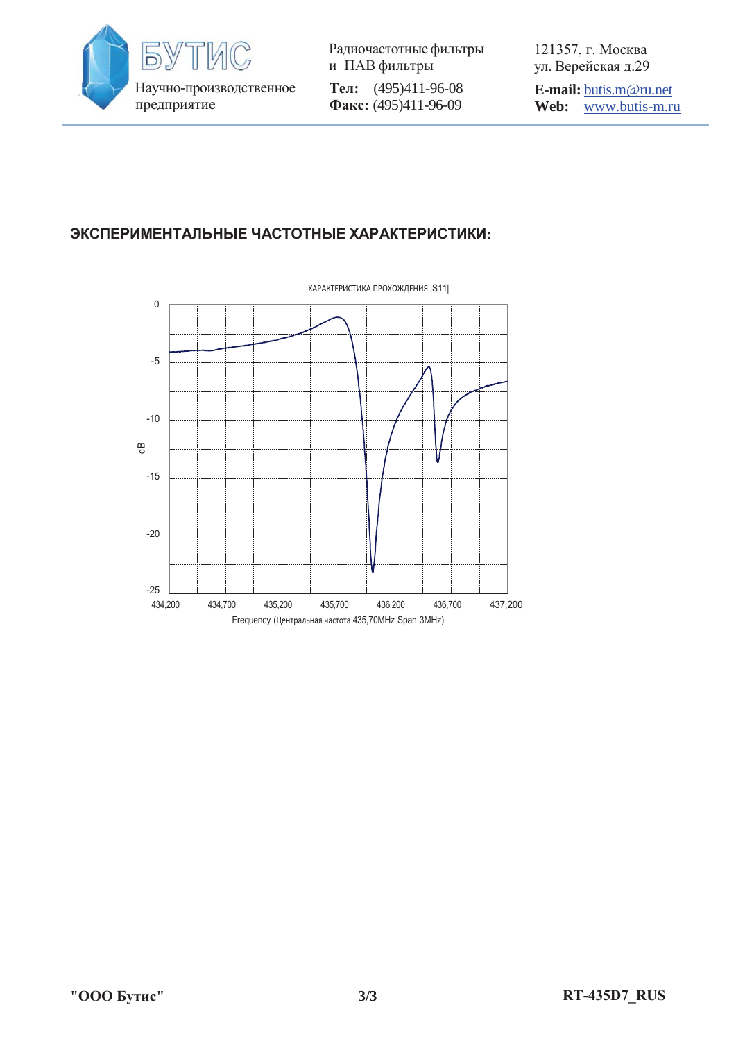## ЭКСПЕРИМЕНТАЛЬНЫЕ ЧАСТОТНЫЕ ХАРАКТЕРИСТИКИ:

ХАРАКТЕРИСТИКА ПРОХОЖДЕНИЯ |S11|

0
-5
-10
-15
-20
-25

dB

434,200 434,700 435,200 435,700 436,200 436,700 437,200

Frequency (Центральная частота 435,70MHz Span 3MHz)